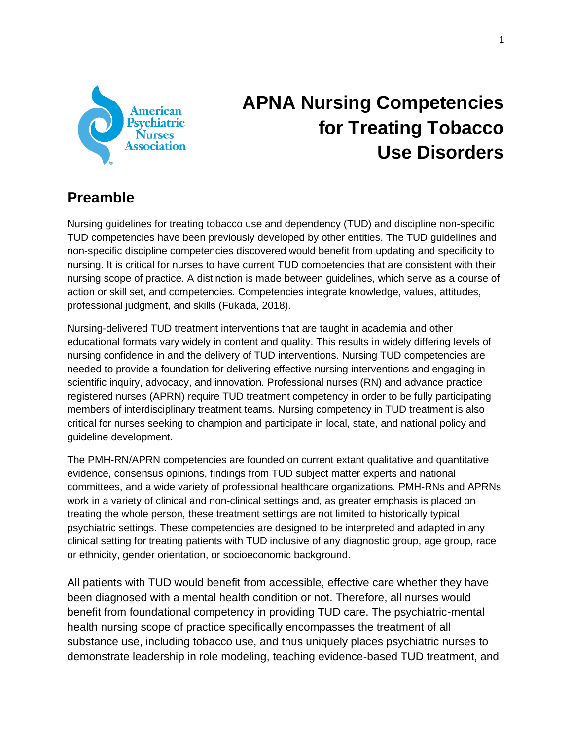# APNA Nursing Competencies for Treating Tobacco Use Disorders

## Preamble

Nursing guidelines for treating tobacco use and dependency (TUD) and discipline non-specific TUD competencies have been previously developed by other entities. The TUD guidelines and non-specific discipline competencies discovered would benefit from updating and specificity to nursing. It is critical for nurses to have current TUD competencies that are consistent with their nursing scope of practice. A distinction is made between guidelines, which serve as a course of action or skill set, and competencies. Competencies integrate knowledge, values, attitudes, professional judgment, and skills (Fukada, 2018).

Nursing-delivered TUD treatment interventions that are taught in academia and other educational formats vary widely in content and quality. This results in widely differing levels of nursing confidence in and the delivery of TUD interventions. Nursing TUD competencies are needed to provide a foundation for delivering effective nursing interventions and engaging in scientific inquiry, advocacy, and innovation. Professional nurses (RN) and advance practice registered nurses (APRN) require TUD treatment competency in order to be fully participating members of interdisciplinary treatment teams. Nursing competency in TUD treatment is also critical for nurses seeking to champion and participate in local, state, and national policy and guideline development.

The PMH-RN/APRN competencies are founded on current extant qualitative and quantitative evidence, consensus opinions, findings from TUD subject matter experts and national committees, and a wide variety of professional healthcare organizations. PMH-RNs and APRNs work in a variety of clinical and non-clinical settings and, as greater emphasis is placed on treating the whole person, these treatment settings are not limited to historically typical psychiatric settings. These competencies are designed to be interpreted and adapted in any clinical setting for treating patients with TUD inclusive of any diagnostic group, age group, race or ethnicity, gender orientation, or socioeconomic background.

All patients with TUD would benefit from accessible, effective care whether they have been diagnosed with a mental health condition or not. Therefore, all nurses would benefit from foundational competency in providing TUD care. The psychiatric-mental health nursing scope of practice specifically encompasses the treatment of all substance use, including tobacco use, and thus uniquely places psychiatric nurses to demonstrate leadership in role modeling, teaching evidence-based TUD treatment, and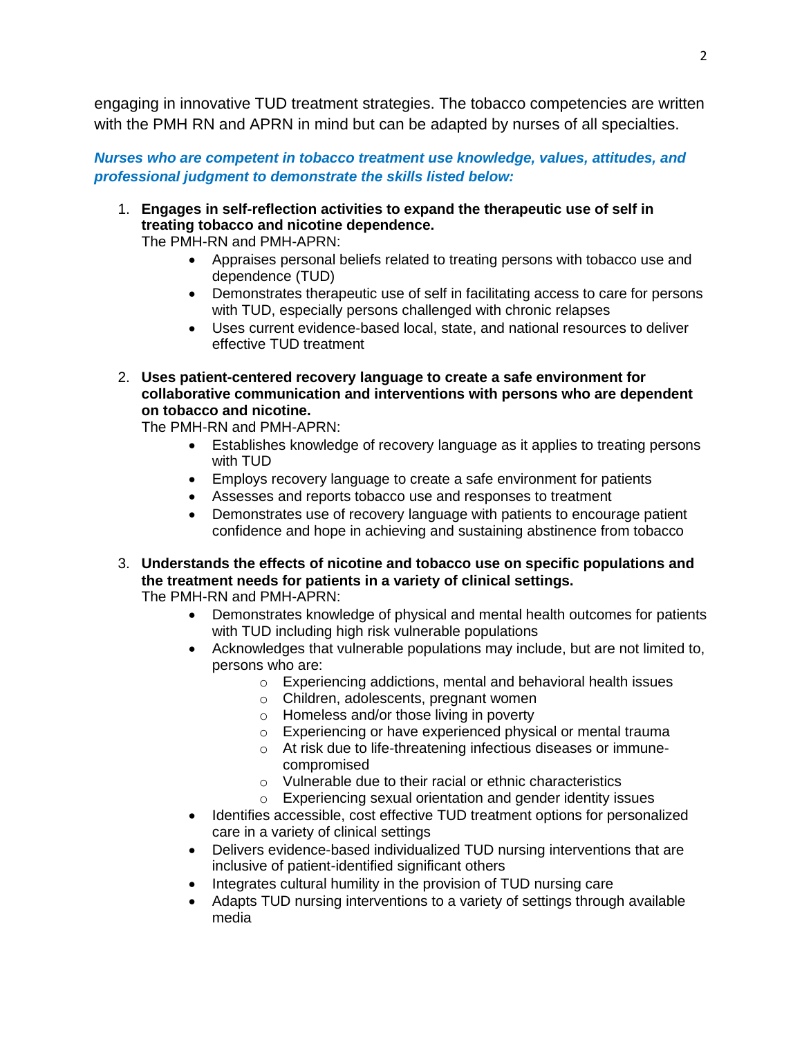engaging in innovative TUD treatment strategies. The tobacco competencies are written with the PMH RN and APRN in mind but can be adapted by nurses of all specialties.

***Nurses who are competent in tobacco treatment use knowledge, values, attitudes, and professional judgment to demonstrate the skills listed below:***

1. **Engages in self-reflection activities to expand the therapeutic use of self in treating tobacco and nicotine dependence.**
   The PMH-RN and PMH-APRN:
   - Appraises personal beliefs related to treating persons with tobacco use and dependence (TUD)
   - Demonstrates therapeutic use of self in facilitating access to care for persons with TUD, especially persons challenged with chronic relapses
   - Uses current evidence-based local, state, and national resources to deliver effective TUD treatment

2. **Uses patient-centered recovery language to create a safe environment for collaborative communication and interventions with persons who are dependent on tobacco and nicotine.**
   The PMH-RN and PMH-APRN:
   - Establishes knowledge of recovery language as it applies to treating persons with TUD
   - Employs recovery language to create a safe environment for patients
   - Assesses and reports tobacco use and responses to treatment
   - Demonstrates use of recovery language with patients to encourage patient confidence and hope in achieving and sustaining abstinence from tobacco

3. **Understands the effects of nicotine and tobacco use on specific populations and the treatment needs for patients in a variety of clinical settings.**
   The PMH-RN and PMH-APRN:
   - Demonstrates knowledge of physical and mental health outcomes for patients with TUD including high risk vulnerable populations
   - Acknowledges that vulnerable populations may include, but are not limited to, persons who are:
     - Experiencing addictions, mental and behavioral health issues
     - Children, adolescents, pregnant women
     - Homeless and/or those living in poverty
     - Experiencing or have experienced physical or mental trauma
     - At risk due to life-threatening infectious diseases or immune-compromised
     - Vulnerable due to their racial or ethnic characteristics
     - Experiencing sexual orientation and gender identity issues
   - Identifies accessible, cost effective TUD treatment options for personalized care in a variety of clinical settings
   - Delivers evidence-based individualized TUD nursing interventions that are inclusive of patient-identified significant others
   - Integrates cultural humility in the provision of TUD nursing care
   - Adapts TUD nursing interventions to a variety of settings through available media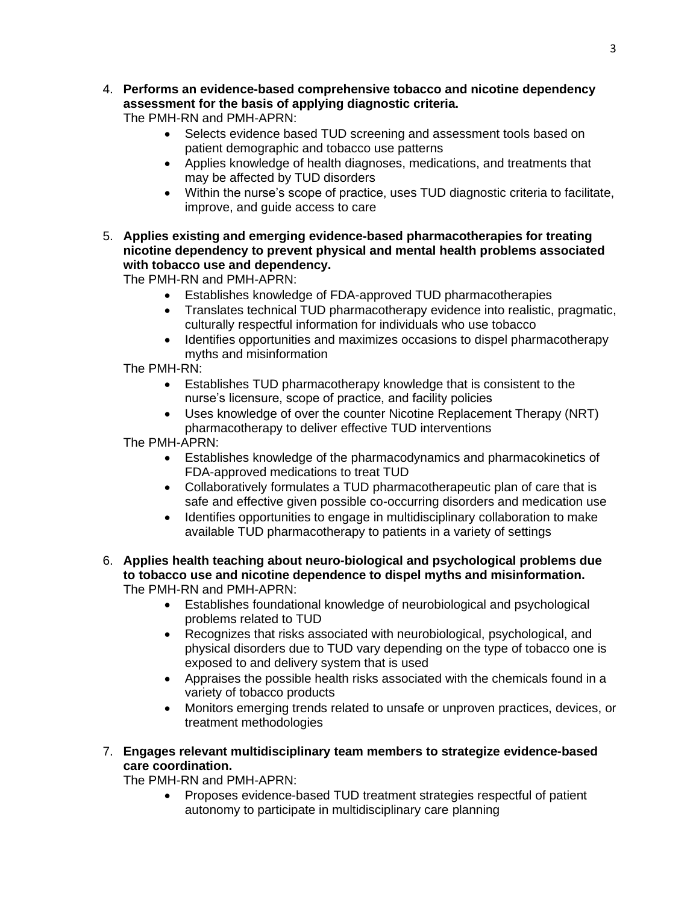4. **Performs an evidence-based comprehensive tobacco and nicotine dependency assessment for the basis of applying diagnostic criteria.**
   The PMH-RN and PMH-APRN:
   - Selects evidence based TUD screening and assessment tools based on patient demographic and tobacco use patterns
   - Applies knowledge of health diagnoses, medications, and treatments that may be affected by TUD disorders
   - Within the nurse's scope of practice, uses TUD diagnostic criteria to facilitate, improve, and guide access to care

5. **Applies existing and emerging evidence-based pharmacotherapies for treating nicotine dependency to prevent physical and mental health problems associated with tobacco use and dependency.**
   The PMH-RN and PMH-APRN:
   - Establishes knowledge of FDA-approved TUD pharmacotherapies
   - Translates technical TUD pharmacotherapy evidence into realistic, pragmatic, culturally respectful information for individuals who use tobacco
   - Identifies opportunities and maximizes occasions to dispel pharmacotherapy myths and misinformation

   The PMH-RN:
   - Establishes TUD pharmacotherapy knowledge that is consistent to the nurse's licensure, scope of practice, and facility policies
   - Uses knowledge of over the counter Nicotine Replacement Therapy (NRT) pharmacotherapy to deliver effective TUD interventions

   The PMH-APRN:
   - Establishes knowledge of the pharmacodynamics and pharmacokinetics of FDA-approved medications to treat TUD
   - Collaboratively formulates a TUD pharmacotherapeutic plan of care that is safe and effective given possible co-occurring disorders and medication use
   - Identifies opportunities to engage in multidisciplinary collaboration to make available TUD pharmacotherapy to patients in a variety of settings

6. **Applies health teaching about neuro-biological and psychological problems due to tobacco use and nicotine dependence to dispel myths and misinformation.**
   The PMH-RN and PMH-APRN:
   - Establishes foundational knowledge of neurobiological and psychological problems related to TUD
   - Recognizes that risks associated with neurobiological, psychological, and physical disorders due to TUD vary depending on the type of tobacco one is exposed to and delivery system that is used
   - Appraises the possible health risks associated with the chemicals found in a variety of tobacco products
   - Monitors emerging trends related to unsafe or unproven practices, devices, or treatment methodologies

7. **Engages relevant multidisciplinary team members to strategize evidence-based care coordination.**
   The PMH-RN and PMH-APRN:
   - Proposes evidence-based TUD treatment strategies respectful of patient autonomy to participate in multidisciplinary care planning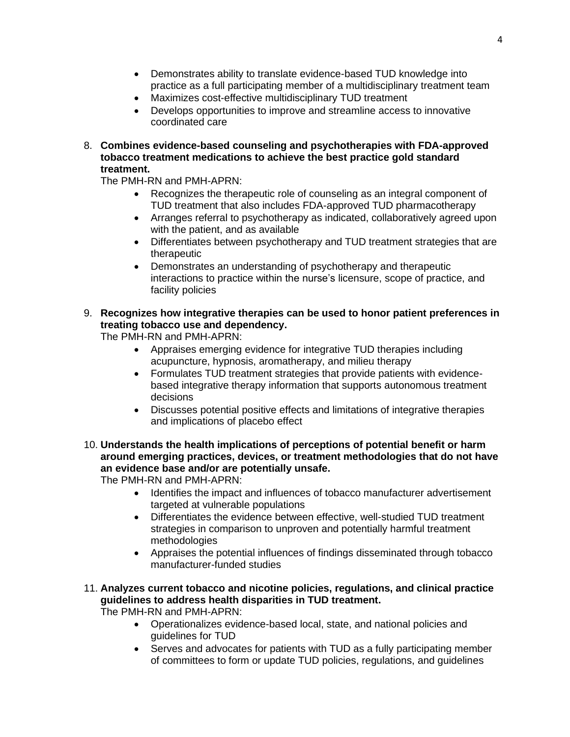- Demonstrates ability to translate evidence-based TUD knowledge into practice as a full participating member of a multidisciplinary treatment team
- Maximizes cost-effective multidisciplinary TUD treatment
- Develops opportunities to improve and streamline access to innovative coordinated care

8. **Combines evidence-based counseling and psychotherapies with FDA-approved tobacco treatment medications to achieve the best practice gold standard treatment.**
   The PMH-RN and PMH-APRN:
   - Recognizes the therapeutic role of counseling as an integral component of TUD treatment that also includes FDA-approved TUD pharmacotherapy
   - Arranges referral to psychotherapy as indicated, collaboratively agreed upon with the patient, and as available
   - Differentiates between psychotherapy and TUD treatment strategies that are therapeutic
   - Demonstrates an understanding of psychotherapy and therapeutic interactions to practice within the nurse's licensure, scope of practice, and facility policies

9. **Recognizes how integrative therapies can be used to honor patient preferences in treating tobacco use and dependency.**
   The PMH-RN and PMH-APRN:
   - Appraises emerging evidence for integrative TUD therapies including acupuncture, hypnosis, aromatherapy, and milieu therapy
   - Formulates TUD treatment strategies that provide patients with evidence-based integrative therapy information that supports autonomous treatment decisions
   - Discusses potential positive effects and limitations of integrative therapies and implications of placebo effect

10. **Understands the health implications of perceptions of potential benefit or harm around emerging practices, devices, or treatment methodologies that do not have an evidence base and/or are potentially unsafe.**
    The PMH-RN and PMH-APRN:
    - Identifies the impact and influences of tobacco manufacturer advertisement targeted at vulnerable populations
    - Differentiates the evidence between effective, well-studied TUD treatment strategies in comparison to unproven and potentially harmful treatment methodologies
    - Appraises the potential influences of findings disseminated through tobacco manufacturer-funded studies

11. **Analyzes current tobacco and nicotine policies, regulations, and clinical practice guidelines to address health disparities in TUD treatment.**
    The PMH-RN and PMH-APRN:
    - Operationalizes evidence-based local, state, and national policies and guidelines for TUD
    - Serves and advocates for patients with TUD as a fully participating member of committees to form or update TUD policies, regulations, and guidelines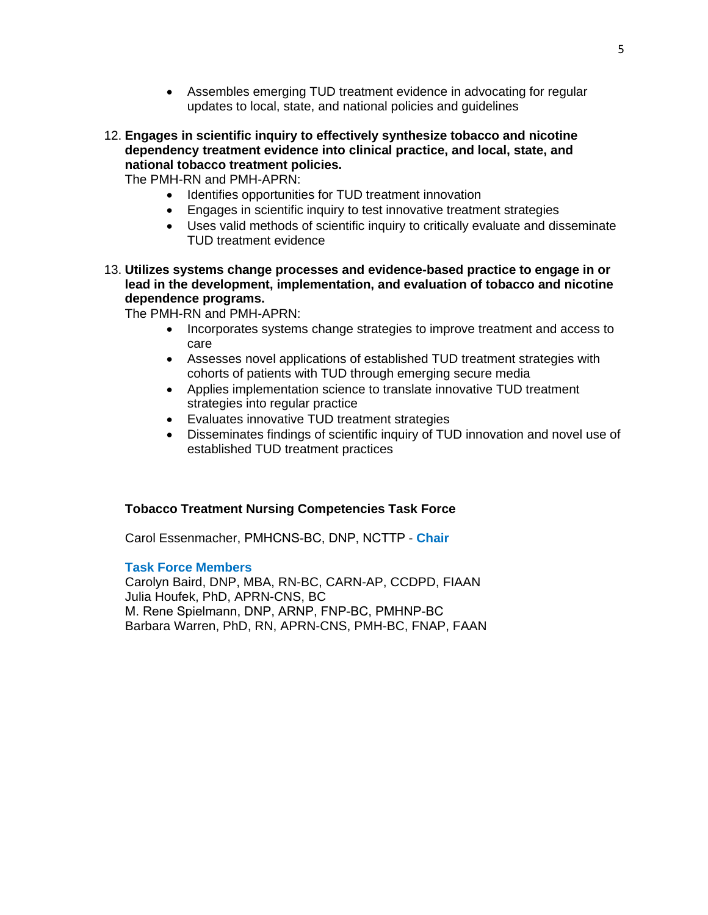- Assembles emerging TUD treatment evidence in advocating for regular updates to local, state, and national policies and guidelines

12. **Engages in scientific inquiry to effectively synthesize tobacco and nicotine dependency treatment evidence into clinical practice, and local, state, and national tobacco treatment policies.**
   The PMH-RN and PMH-APRN:
   - Identifies opportunities for TUD treatment innovation
   - Engages in scientific inquiry to test innovative treatment strategies
   - Uses valid methods of scientific inquiry to critically evaluate and disseminate TUD treatment evidence

13. **Utilizes systems change processes and evidence-based practice to engage in or lead in the development, implementation, and evaluation of tobacco and nicotine dependence programs.**
   The PMH-RN and PMH-APRN:
   - Incorporates systems change strategies to improve treatment and access to care
   - Assesses novel applications of established TUD treatment strategies with cohorts of patients with TUD through emerging secure media
   - Applies implementation science to translate innovative TUD treatment strategies into regular practice
   - Evaluates innovative TUD treatment strategies
   - Disseminates findings of scientific inquiry of TUD innovation and novel use of established TUD treatment practices

**Tobacco Treatment Nursing Competencies Task Force**

Carol Essenmacher, PMHCNS-BC, DNP, NCTTP - **Chair**

**Task Force Members**
Carolyn Baird, DNP, MBA, RN-BC, CARN-AP, CCDPD, FIAAN
Julia Houfek, PhD, APRN-CNS, BC
M. Rene Spielmann, DNP, ARNP, FNP-BC, PMHNP-BC
Barbara Warren, PhD, RN, APRN-CNS, PMH-BC, FNAP, FAAN